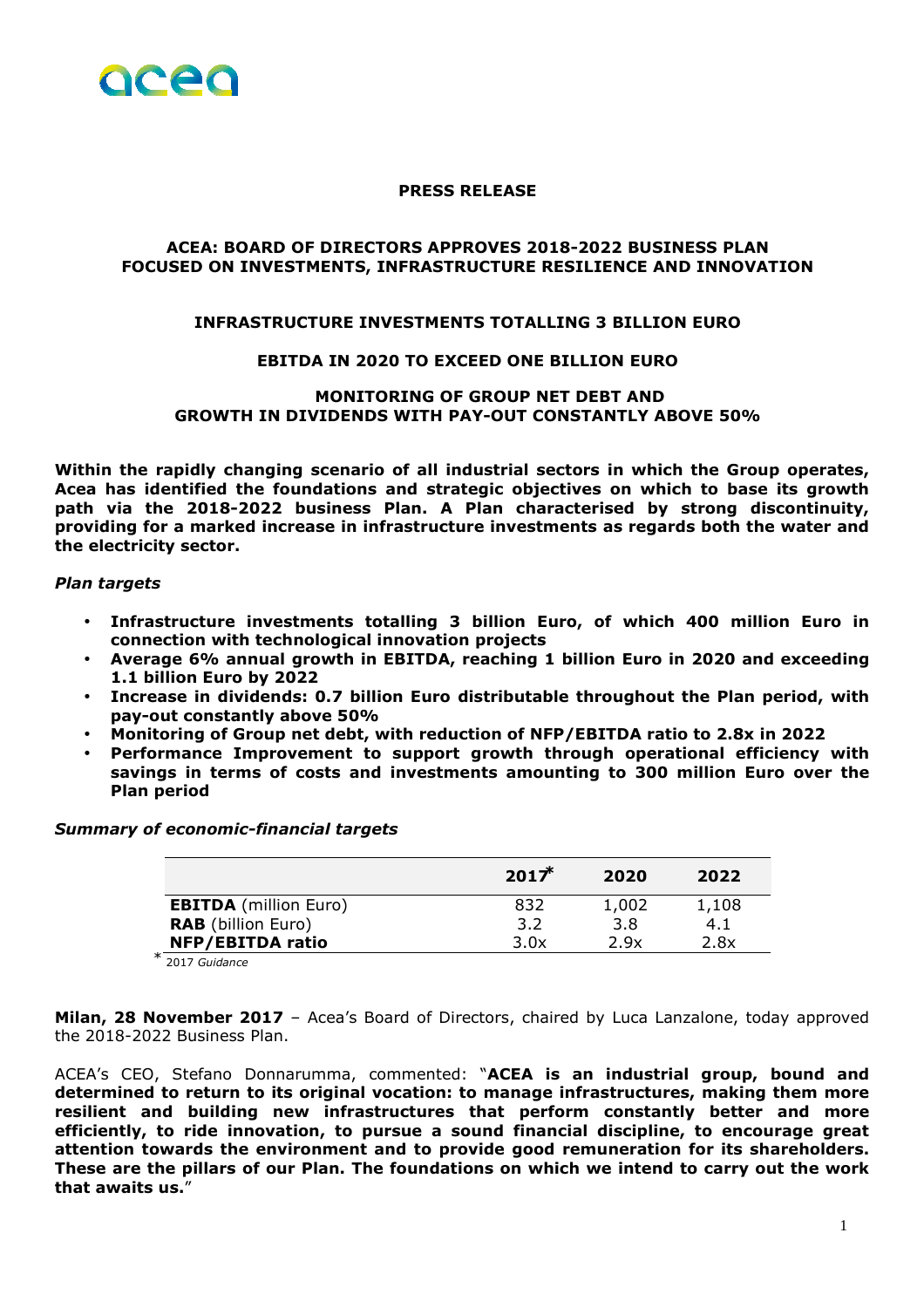# PRESS RELEASE

## ACEA: BOARD OF DIRECTORS APPROVES 2018-2022 BUSINESS PLAN FOCUSED ON INVESTMENTS, INFRASTRUCTURE RESILIENCE AND INNOVATION

### INFRASTRUCTURE INVESTMENTS TOTALLING 3 BILLION EURO

### EBITDA IN 2020 TO EXCEED ONE BILLION EURO

### MONITORING OF GROUP NET DEBT AND GROWTH IN DIVIDENDS WITH PAY-OUT CONSTANTLY ABOVE 50%

**Within the rapidly changing scenario of all industrial sectors in which the Group operates, Acea has identified the foundations and strategic objectives on which to base its growth path via the 2018-2022 business Plan. A Plan characterised by strong discontinuity, providing for a marked increase in infrastructure investments as regards both the water and the electricity sector.**

***Plan targets***

- **Infrastructure investments totalling 3 billion Euro, of which 400 million Euro in connection with technological innovation projects**
- **Average 6% annual growth in EBITDA, reaching 1 billion Euro in 2020 and exceeding 1.1 billion Euro by 2022**
- **Increase in dividends: 0.7 billion Euro distributable throughout the Plan period, with pay-out constantly above 50%**
- **Monitoring of Group net debt, with reduction of NFP/EBITDA ratio to 2.8x in 2022**
- **Performance Improvement to support growth through operational efficiency with savings in terms of costs and investments amounting to 300 million Euro over the Plan period**

***Summary of economic-financial targets***

| | 2017* | 2020 | 2022 |
|---|---|---|---|
| **EBITDA** (million Euro) | 832 | 1,002 | 1,108 |
| **RAB** (billion Euro) | 3.2 | 3.8 | 4.1 |
| **NFP/EBITDA ratio** | 3.0x | 2.9x | 2.8x |

\* 2017 *Guidance*

**Milan, 28 November 2017** – Acea's Board of Directors, chaired by Luca Lanzalone, today approved the 2018-2022 Business Plan.

ACEA's CEO, Stefano Donnarumma, commented: "**ACEA is an industrial group, bound and determined to return to its original vocation: to manage infrastructures, making them more resilient and building new infrastructures that perform constantly better and more efficiently, to ride innovation, to pursue a sound financial discipline, to encourage great attention towards the environment and to provide good remuneration for its shareholders. These are the pillars of our Plan. The foundations on which we intend to carry out the work that awaits us.**"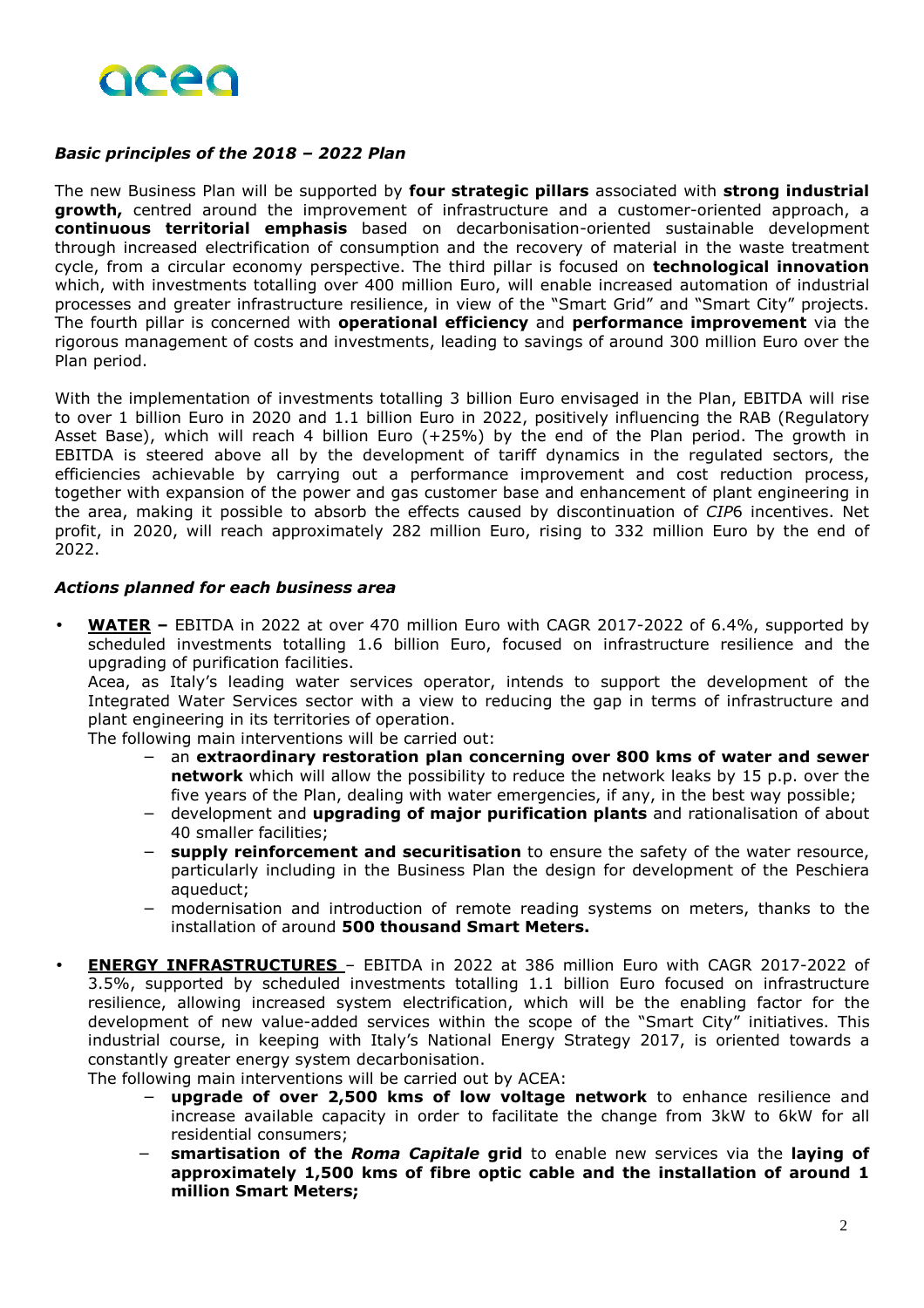### *Basic principles of the 2018 – 2022 Plan*

The new Business Plan will be supported by **four strategic pillars** associated with **strong industrial growth,** centred around the improvement of infrastructure and a customer-oriented approach, a **continuous territorial emphasis** based on decarbonisation-oriented sustainable development through increased electrification of consumption and the recovery of material in the waste treatment cycle, from a circular economy perspective. The third pillar is focused on **technological innovation** which, with investments totalling over 400 million Euro, will enable increased automation of industrial processes and greater infrastructure resilience, in view of the "Smart Grid" and "Smart City" projects. The fourth pillar is concerned with **operational efficiency** and **performance improvement** via the rigorous management of costs and investments, leading to savings of around 300 million Euro over the Plan period.

With the implementation of investments totalling 3 billion Euro envisaged in the Plan, EBITDA will rise to over 1 billion Euro in 2020 and 1.1 billion Euro in 2022, positively influencing the RAB (Regulatory Asset Base), which will reach 4 billion Euro (+25%) by the end of the Plan period. The growth in EBITDA is steered above all by the development of tariff dynamics in the regulated sectors, the efficiencies achievable by carrying out a performance improvement and cost reduction process, together with expansion of the power and gas customer base and enhancement of plant engineering in the area, making it possible to absorb the effects caused by discontinuation of *CIP*6 incentives. Net profit, in 2020, will reach approximately 282 million Euro, rising to 332 million Euro by the end of 2022.

### *Actions planned for each business area*

- **WATER –** EBITDA in 2022 at over 470 million Euro with CAGR 2017-2022 of 6.4%, supported by scheduled investments totalling 1.6 billion Euro, focused on infrastructure resilience and the upgrading of purification facilities.
  Acea, as Italy's leading water services operator, intends to support the development of the Integrated Water Services sector with a view to reducing the gap in terms of infrastructure and plant engineering in its territories of operation.
  The following main interventions will be carried out:
  - an **extraordinary restoration plan concerning over 800 kms of water and sewer network** which will allow the possibility to reduce the network leaks by 15 p.p. over the five years of the Plan, dealing with water emergencies, if any, in the best way possible;
  - development and **upgrading of major purification plants** and rationalisation of about 40 smaller facilities;
  - **supply reinforcement and securitisation** to ensure the safety of the water resource, particularly including in the Business Plan the design for development of the Peschiera aqueduct;
  - modernisation and introduction of remote reading systems on meters, thanks to the installation of around **500 thousand Smart Meters.**

- **ENERGY INFRASTRUCTURES** – EBITDA in 2022 at 386 million Euro with CAGR 2017-2022 of 3.5%, supported by scheduled investments totalling 1.1 billion Euro focused on infrastructure resilience, allowing increased system electrification, which will be the enabling factor for the development of new value-added services within the scope of the "Smart City" initiatives. This industrial course, in keeping with Italy's National Energy Strategy 2017, is oriented towards a constantly greater energy system decarbonisation.
  The following main interventions will be carried out by ACEA:
  - **upgrade of over 2,500 kms of low voltage network** to enhance resilience and increase available capacity in order to facilitate the change from 3kW to 6kW for all residential consumers;
  - **smartisation of the *Roma Capitale* grid** to enable new services via the **laying of approximately 1,500 kms of fibre optic cable and the installation of around 1 million Smart Meters;**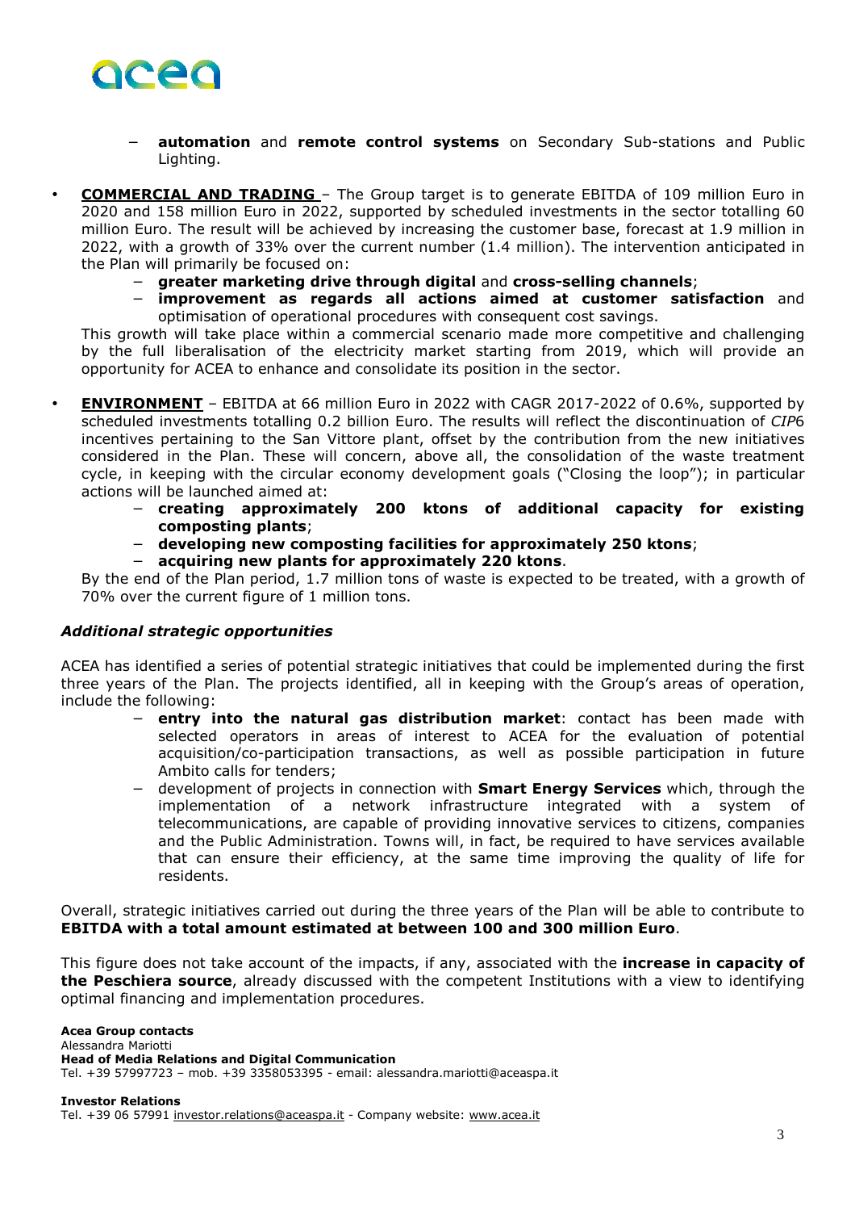- **automation** and **remote control systems** on Secondary Sub-stations and Public Lighting.

- **COMMERCIAL AND TRADING** – The Group target is to generate EBITDA of 109 million Euro in 2020 and 158 million Euro in 2022, supported by scheduled investments in the sector totalling 60 million Euro. The result will be achieved by increasing the customer base, forecast at 1.9 million in 2022, with a growth of 33% over the current number (1.4 million). The intervention anticipated in the Plan will primarily be focused on:
  - **greater marketing drive through digital** and **cross-selling channels**;
  - **improvement as regards all actions aimed at customer satisfaction** and optimisation of operational procedures with consequent cost savings.

  This growth will take place within a commercial scenario made more competitive and challenging by the full liberalisation of the electricity market starting from 2019, which will provide an opportunity for ACEA to enhance and consolidate its position in the sector.

- **ENVIRONMENT** – EBITDA at 66 million Euro in 2022 with CAGR 2017-2022 of 0.6%, supported by scheduled investments totalling 0.2 billion Euro. The results will reflect the discontinuation of *CIP*6 incentives pertaining to the San Vittore plant, offset by the contribution from the new initiatives considered in the Plan. These will concern, above all, the consolidation of the waste treatment cycle, in keeping with the circular economy development goals ("Closing the loop"); in particular actions will be launched aimed at:
  - **creating approximately 200 ktons of additional capacity for existing composting plants**;
  - **developing new composting facilities for approximately 250 ktons**;
  - **acquiring new plants for approximately 220 ktons**.

  By the end of the Plan period, 1.7 million tons of waste is expected to be treated, with a growth of 70% over the current figure of 1 million tons.

### *Additional strategic opportunities*

ACEA has identified a series of potential strategic initiatives that could be implemented during the first three years of the Plan. The projects identified, all in keeping with the Group's areas of operation, include the following:

- **entry into the natural gas distribution market**: contact has been made with selected operators in areas of interest to ACEA for the evaluation of potential acquisition/co-participation transactions, as well as possible participation in future Ambito calls for tenders;
- development of projects in connection with **Smart Energy Services** which, through the implementation of a network infrastructure integrated with a system of telecommunications, are capable of providing innovative services to citizens, companies and the Public Administration. Towns will, in fact, be required to have services available that can ensure their efficiency, at the same time improving the quality of life for residents.

Overall, strategic initiatives carried out during the three years of the Plan will be able to contribute to **EBITDA with a total amount estimated at between 100 and 300 million Euro**.

This figure does not take account of the impacts, if any, associated with the **increase in capacity of the Peschiera source**, already discussed with the competent Institutions with a view to identifying optimal financing and implementation procedures.

**Acea Group contacts**
Alessandra Mariotti
**Head of Media Relations and Digital Communication**
Tel. +39 57997723 – mob. +39 3358053395 - email: alessandra.mariotti@aceaspa.it

**Investor Relations**
Tel. +39 06 57991 investor.relations@aceaspa.it - Company website: www.acea.it